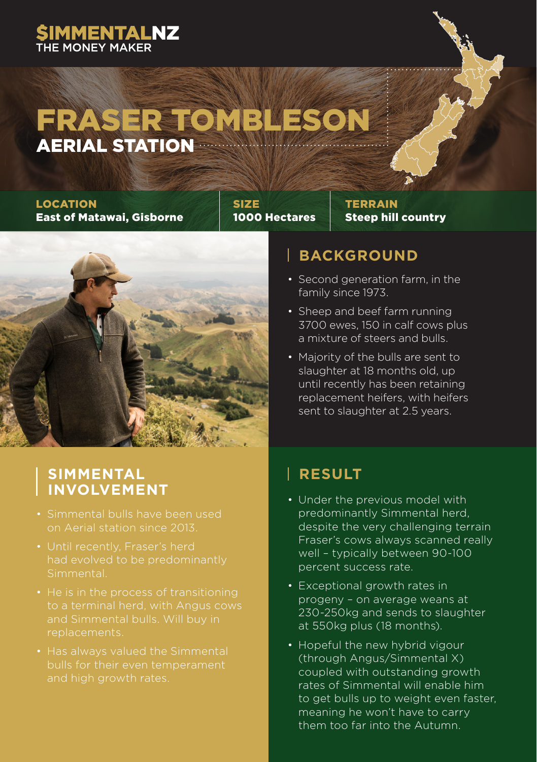$IMMENTALNZ
THE MONEY MAKER

# FRASER TOMBLESON
## AERIAL STATION

**LOCATION**
**East of Matawai, Gisborne**

**SIZE**
**1000 Hectares**

**TERRAIN**
**Steep hill country**

## BACKGROUND

- Second generation farm, in the family since 1973.
- Sheep and beef farm running 3700 ewes, 150 in calf cows plus a mixture of steers and bulls.
- Majority of the bulls are sent to slaughter at 18 months old, up until recently has been retaining replacement heifers, with heifers sent to slaughter at 2.5 years.

## SIMMENTAL INVOLVEMENT

- Simmental bulls have been used on Aerial station since 2013.
- Until recently, Fraser's herd had evolved to be predominantly Simmental.
- He is in the process of transitioning to a terminal herd, with Angus cows and Simmental bulls. Will buy in replacements.
- Has always valued the Simmental bulls for their even temperament and high growth rates.

## RESULT

- Under the previous model with predominantly Simmental herd, despite the very challenging terrain Fraser's cows always scanned really well – typically between 90-100 percent success rate.
- Exceptional growth rates in progeny – on average weans at 230-250kg and sends to slaughter at 550kg plus (18 months).
- Hopeful the new hybrid vigour (through Angus/Simmental X) coupled with outstanding growth rates of Simmental will enable him to get bulls up to weight even faster, meaning he won't have to carry them too far into the Autumn.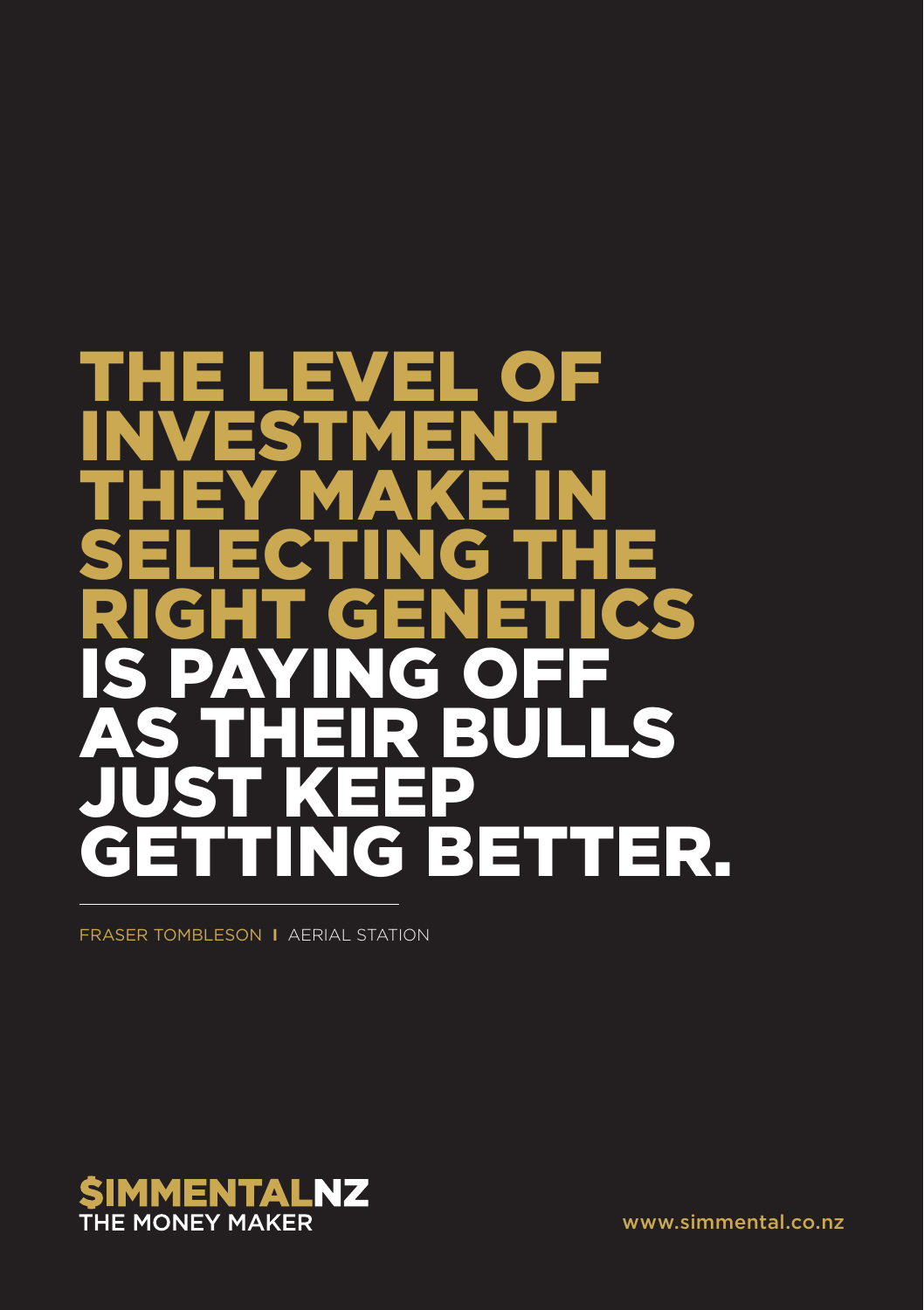# THE LEVEL OF INVESTMENT THEY MAKE IN SELECTING THE RIGHT GENETICS IS PAYING OFF AS THEIR BULLS JUST KEEP GETTING BETTER.

FRASER TOMBLESON | AERIAL STATION

$IMMENTALNZ
THE MONEY MAKER

www.simmental.co.nz